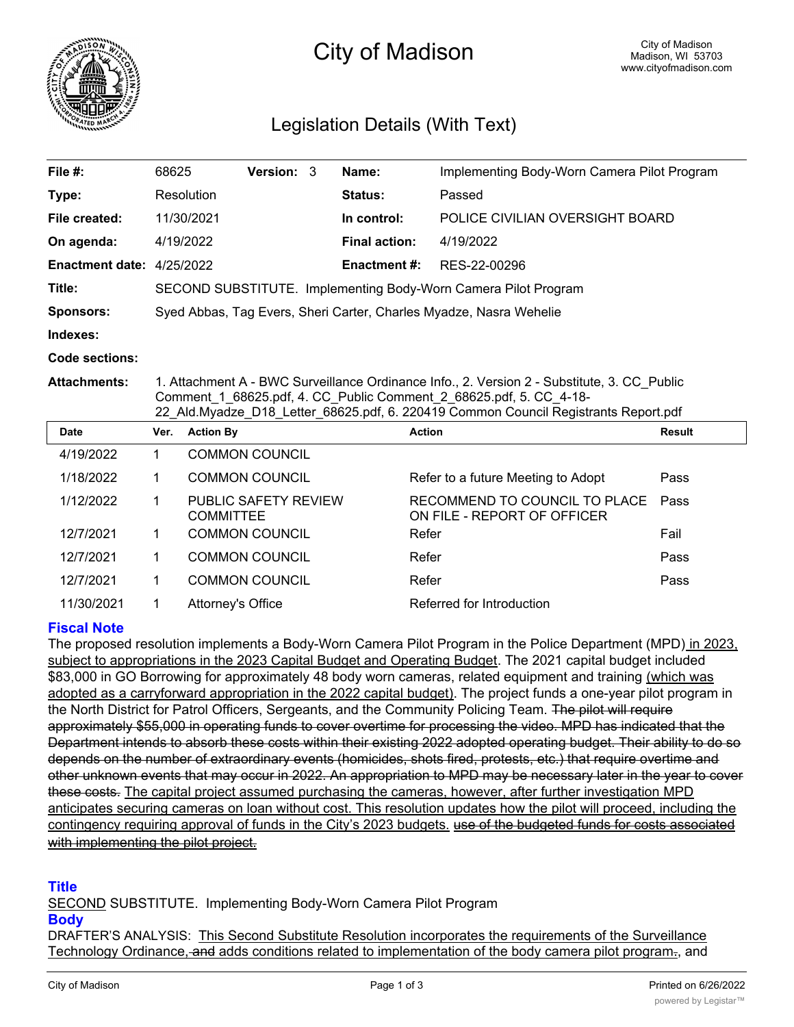# City of Madison

City of Madison
Madison, WI 53703
www.cityofmadison.com

## Legislation Details (With Text)

| | | | |
|---|---|---|---|
| **File #:** | 68625 **Version:** 3 | **Name:** | Implementing Body-Worn Camera Pilot Program |
| **Type:** | Resolution | **Status:** | Passed |
| **File created:** | 11/30/2021 | **In control:** | POLICE CIVILIAN OVERSIGHT BOARD |
| **On agenda:** | 4/19/2022 | **Final action:** | 4/19/2022 |
| **Enactment date:** | 4/25/2022 | **Enactment #:** | RES-22-00296 |

**Title:** SECOND SUBSTITUTE. Implementing Body-Worn Camera Pilot Program

**Sponsors:** Syed Abbas, Tag Evers, Sheri Carter, Charles Myadze, Nasra Wehelie

**Indexes:**

**Code sections:**

**Attachments:** 1. Attachment A - BWC Surveillance Ordinance Info., 2. Version 2 - Substitute, 3. CC_Public Comment_1_68625.pdf, 4. CC_Public Comment_2_68625.pdf, 5. CC_4-18-22_Ald.Myadze_D18_Letter_68625.pdf, 6. 220419 Common Council Registrants Report.pdf

| Date | Ver. | Action By | Action | Result |
|---|---|---|---|---|
| 4/19/2022 | 1 | COMMON COUNCIL | | |
| 1/18/2022 | 1 | COMMON COUNCIL | Refer to a future Meeting to Adopt | Pass |
| 1/12/2022 | 1 | PUBLIC SAFETY REVIEW COMMITTEE | RECOMMEND TO COUNCIL TO PLACE ON FILE - REPORT OF OFFICER | Pass |
| 12/7/2021 | 1 | COMMON COUNCIL | Refer | Fail |
| 12/7/2021 | 1 | COMMON COUNCIL | Refer | Pass |
| 12/7/2021 | 1 | COMMON COUNCIL | Refer | Pass |
| 11/30/2021 | 1 | Attorney's Office | Referred for Introduction | |

### Fiscal Note

The proposed resolution implements a Body-Worn Camera Pilot Program in the Police Department (MPD) in 2023, subject to appropriations in the 2023 Capital Budget and Operating Budget. The 2021 capital budget included $83,000 in GO Borrowing for approximately 48 body worn cameras, related equipment and training (which was adopted as a carryforward appropriation in the 2022 capital budget). The project funds a one-year pilot program in the North District for Patrol Officers, Sergeants, and the Community Policing Team. ~~The pilot will require approximately $55,000 in operating funds to cover overtime for processing the video. MPD has indicated that the Department intends to absorb these costs within their existing 2022 adopted operating budget. Their ability to do so depends on the number of extraordinary events (homicides, shots fired, protests, etc.) that require overtime and other unknown events that may occur in 2022. An appropriation to MPD may be necessary later in the year to cover these costs.~~ The capital project assumed purchasing the cameras, however, after further investigation MPD anticipates securing cameras on loan without cost. This resolution updates how the pilot will proceed, including the contingency requiring approval of funds in the City's 2023 budgets. ~~use of the budgeted funds for costs associated with implementing the pilot project.~~

### Title

SECOND SUBSTITUTE. Implementing Body-Worn Camera Pilot Program

### Body

DRAFTER'S ANALYSIS: This Second Substitute Resolution incorporates the requirements of the Surveillance Technology Ordinance, ~~and~~ adds conditions related to implementation of the body camera pilot program~~.~~, and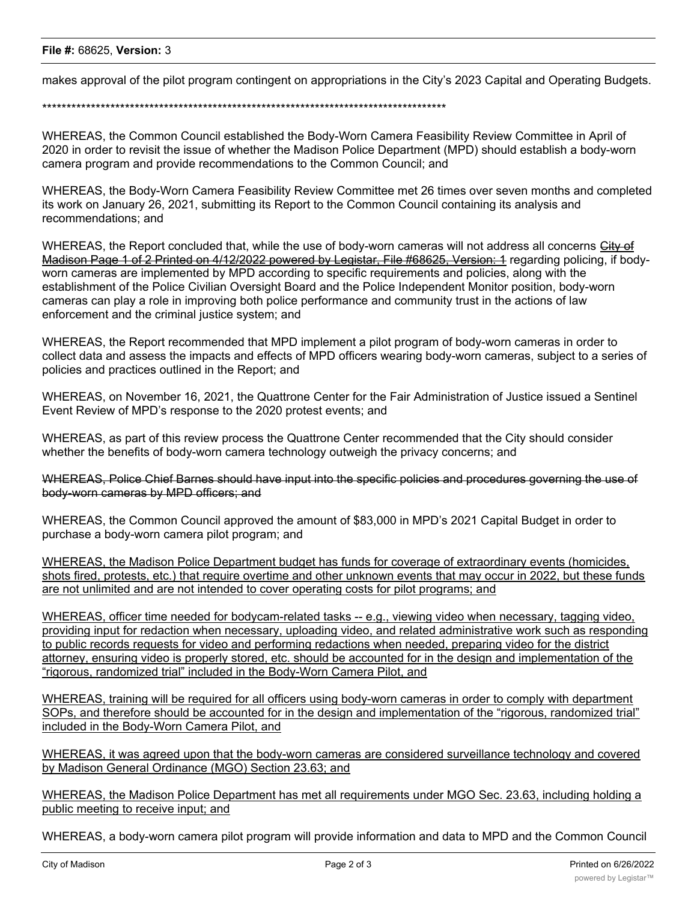makes approval of the pilot program contingent on appropriations in the City's 2023 Capital and Operating Budgets.

**********************************************************************************

WHEREAS, the Common Council established the Body-Worn Camera Feasibility Review Committee in April of 2020 in order to revisit the issue of whether the Madison Police Department (MPD) should establish a body-worn camera program and provide recommendations to the Common Council; and

WHEREAS, the Body-Worn Camera Feasibility Review Committee met 26 times over seven months and completed its work on January 26, 2021, submitting its Report to the Common Council containing its analysis and recommendations; and

WHEREAS, the Report concluded that, while the use of body-worn cameras will not address all concerns ~~City of Madison Page 1 of 2 Printed on 4/12/2022 powered by Legistar, File #68625, Version: 1~~ regarding policing, if body-worn cameras are implemented by MPD according to specific requirements and policies, along with the establishment of the Police Civilian Oversight Board and the Police Independent Monitor position, body-worn cameras can play a role in improving both police performance and community trust in the actions of law enforcement and the criminal justice system; and

WHEREAS, the Report recommended that MPD implement a pilot program of body-worn cameras in order to collect data and assess the impacts and effects of MPD officers wearing body-worn cameras, subject to a series of policies and practices outlined in the Report; and

WHEREAS, on November 16, 2021, the Quattrone Center for the Fair Administration of Justice issued a Sentinel Event Review of MPD's response to the 2020 protest events; and

WHEREAS, as part of this review process the Quattrone Center recommended that the City should consider whether the benefits of body-worn camera technology outweigh the privacy concerns; and

~~WHEREAS, Police Chief Barnes should have input into the specific policies and procedures governing the use of body-worn cameras by MPD officers; and~~

WHEREAS, the Common Council approved the amount of $83,000 in MPD's 2021 Capital Budget in order to purchase a body-worn camera pilot program; and

<u>WHEREAS, the Madison Police Department budget has funds for coverage of extraordinary events (homicides, shots fired, protests, etc.) that require overtime and other unknown events that may occur in 2022, but these funds are not unlimited and are not intended to cover operating costs for pilot programs; and</u>

<u>WHEREAS, officer time needed for bodycam-related tasks -- e.g., viewing video when necessary, tagging video, providing input for redaction when necessary, uploading video, and related administrative work such as responding to public records requests for video and performing redactions when needed, preparing video for the district attorney, ensuring video is properly stored, etc. should be accounted for in the design and implementation of the "rigorous, randomized trial" included in the Body-Worn Camera Pilot, and</u>

<u>WHEREAS, training will be required for all officers using body-worn cameras in order to comply with department SOPs, and therefore should be accounted for in the design and implementation of the "rigorous, randomized trial" included in the Body-Worn Camera Pilot, and</u>

<u>WHEREAS, it was agreed upon that the body-worn cameras are considered surveillance technology and covered by Madison General Ordinance (MGO) Section 23.63; and</u>

<u>WHEREAS, the Madison Police Department has met all requirements under MGO Sec. 23.63, including holding a public meeting to receive input; and</u>

WHEREAS, a body-worn camera pilot program will provide information and data to MPD and the Common Council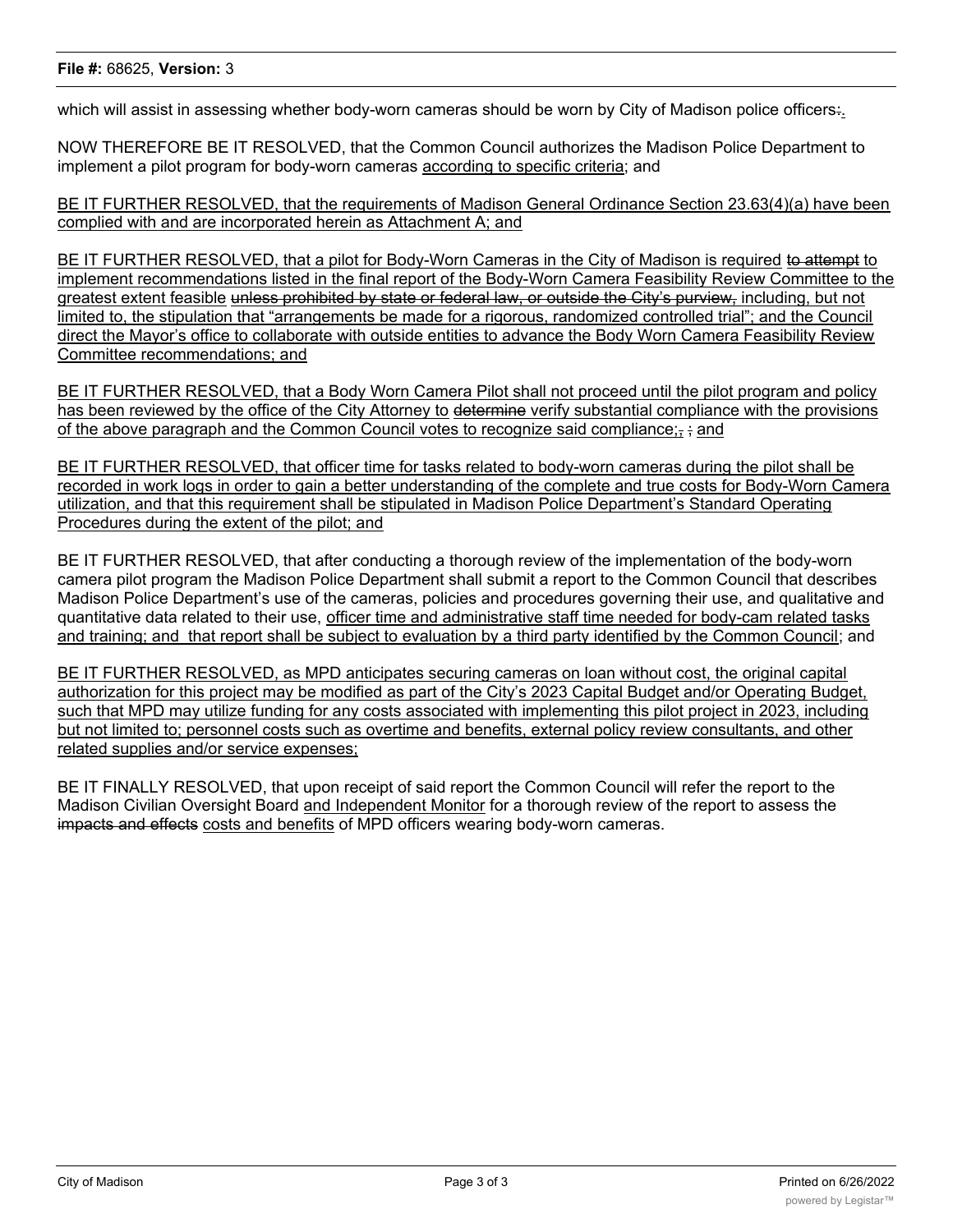which will assist in assessing whether body-worn cameras should be worn by City of Madison police officers:.

NOW THEREFORE BE IT RESOLVED, that the Common Council authorizes the Madison Police Department to implement a pilot program for body-worn cameras according to specific criteria; and

BE IT FURTHER RESOLVED, that the requirements of Madison General Ordinance Section 23.63(4)(a) have been complied with and are incorporated herein as Attachment A; and

BE IT FURTHER RESOLVED, that a pilot for Body-Worn Cameras in the City of Madison is required ~~to attempt~~ to implement recommendations listed in the final report of the Body-Worn Camera Feasibility Review Committee to the greatest extent feasible ~~unless prohibited by state or federal law, or outside the City's purview,~~ including, but not limited to, the stipulation that "arrangements be made for a rigorous, randomized controlled trial"; and the Council direct the Mayor's office to collaborate with outside entities to advance the Body Worn Camera Feasibility Review Committee recommendations; and

BE IT FURTHER RESOLVED, that a Body Worn Camera Pilot shall not proceed until the pilot program and policy has been reviewed by the office of the City Attorney to ~~determine~~ verify substantial compliance with the provisions of the above paragraph and the Common Council votes to recognize said compliance;, ; and

BE IT FURTHER RESOLVED, that officer time for tasks related to body-worn cameras during the pilot shall be recorded in work logs in order to gain a better understanding of the complete and true costs for Body-Worn Camera utilization, and that this requirement shall be stipulated in Madison Police Department's Standard Operating Procedures during the extent of the pilot; and

BE IT FURTHER RESOLVED, that after conducting a thorough review of the implementation of the body-worn camera pilot program the Madison Police Department shall submit a report to the Common Council that describes Madison Police Department's use of the cameras, policies and procedures governing their use, and qualitative and quantitative data related to their use, officer time and administrative staff time needed for body-cam related tasks and training; and that report shall be subject to evaluation by a third party identified by the Common Council; and

BE IT FURTHER RESOLVED, as MPD anticipates securing cameras on loan without cost, the original capital authorization for this project may be modified as part of the City's 2023 Capital Budget and/or Operating Budget, such that MPD may utilize funding for any costs associated with implementing this pilot project in 2023, including but not limited to; personnel costs such as overtime and benefits, external policy review consultants, and other related supplies and/or service expenses;

BE IT FINALLY RESOLVED, that upon receipt of said report the Common Council will refer the report to the Madison Civilian Oversight Board and Independent Monitor for a thorough review of the report to assess the ~~impacts and effects~~ costs and benefits of MPD officers wearing body-worn cameras.